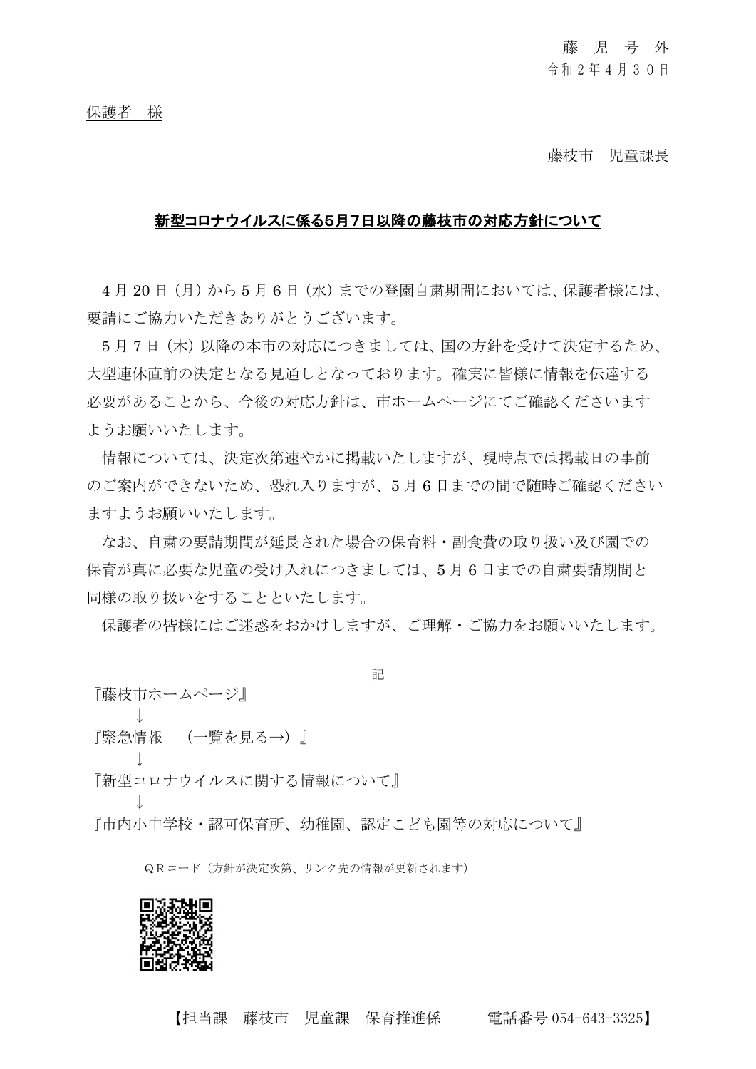藤 児 号 外
令和２年４月３０日

保護者　様

藤枝市　児童課長

**新型コロナウイルスに係る5月7日以降の藤枝市の対応方針について**

4月20日（月）から5月6日（水）までの登園自粛期間においては、保護者様には、要請にご協力いただきありがとうございます。

5月7日（木）以降の本市の対応につきましては、国の方針を受けて決定するため、大型連休直前の決定となる見通しとなっております。確実に皆様に情報を伝達する必要があることから、今後の対応方針は、市ホームページにてご確認くださいますようお願いいたします。

情報については、決定次第速やかに掲載いたしますが、現時点では掲載日の事前のご案内ができないため、恐れ入りますが、5月6日までの間で随時ご確認くださいますようお願いいたします。

なお、自粛の要請期間が延長された場合の保育料・副食費の取り扱い及び園での保育が真に必要な児童の受け入れにつきましては、5月6日までの自粛要請期間と同様の取り扱いをすることといたします。

保護者の皆様にはご迷惑をおかけしますが、ご理解・ご協力をお願いいたします。

記

『藤枝市ホームページ』
↓
『緊急情報　（一覧を見る→）』
↓
『新型コロナウイルスに関する情報について』
↓
『市内小中学校・認可保育所、幼稚園、認定こども園等の対応について』

ＱＲコード（方針が決定次第、リンク先の情報が更新されます）

【担当課　藤枝市　児童課　保育推進係　　電話番号 054-643-3325】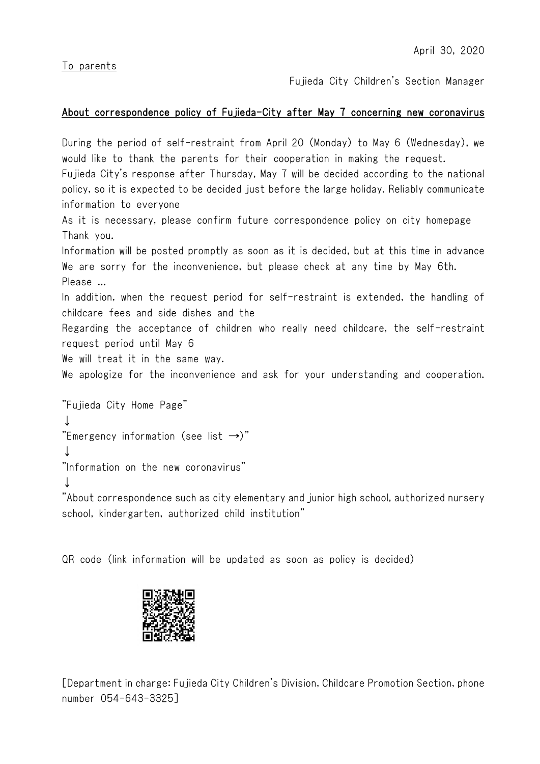April 30, 2020

To parents

Fujieda City Children's Section Manager

## About correspondence policy of Fujieda-City after May 7 concerning new coronavirus

During the period of self-restraint from April 20 (Monday) to May 6 (Wednesday), we would like to thank the parents for their cooperation in making the request.
Fujieda City's response after Thursday, May 7 will be decided according to the national policy, so it is expected to be decided just before the large holiday. Reliably communicate information to everyone
As it is necessary, please confirm future correspondence policy on city homepage
Thank you.
Information will be posted promptly as soon as it is decided, but at this time in advance
We are sorry for the inconvenience, but please check at any time by May 6th.
Please …
In addition, when the request period for self-restraint is extended, the handling of childcare fees and side dishes and the
Regarding the acceptance of children who really need childcare, the self-restraint request period until May 6
We will treat it in the same way.
We apologize for the inconvenience and ask for your understanding and cooperation.

"Fujieda City Home Page"
↓
"Emergency information (see list →)"
↓
"Information on the new coronavirus"
↓
"About correspondence such as city elementary and junior high school, authorized nursery school, kindergarten, authorized child institution"

QR code (link information will be updated as soon as policy is decided)

[Department in charge: Fujieda City Children's Division, Childcare Promotion Section, phone number 054-643-3325]